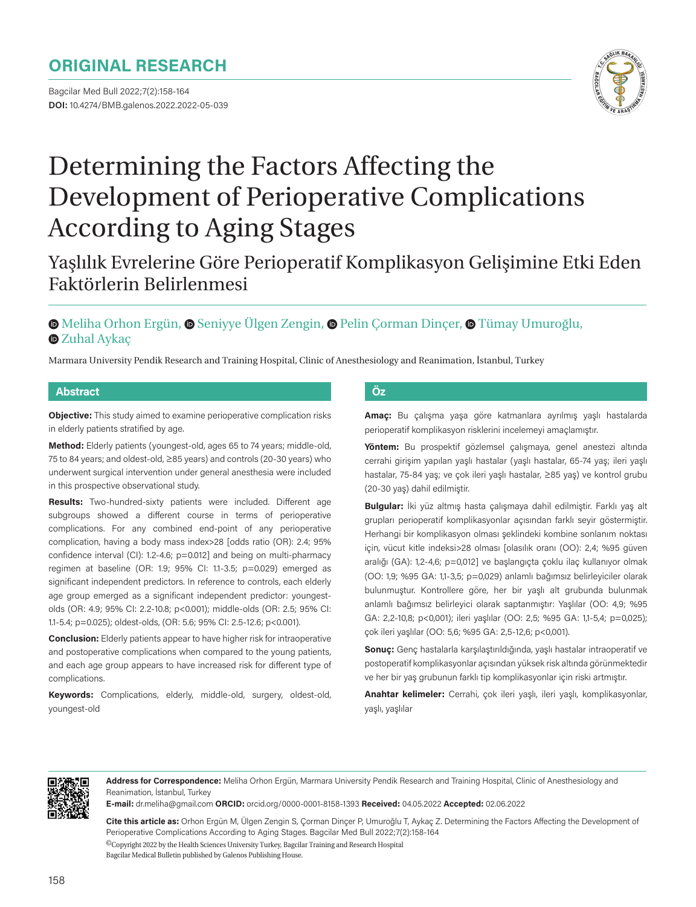# ORIGINAL RESEARCH

DOI: 10.4274/BMB.galenos.2022.2022-05-039

# Determining the Factors Affecting the Development of Perioperative Complications According to Aging Stages

## Yaşlılık Evrelerine Göre Perioperatif Komplikasyon Gelişimine Etki Eden Faktörlerin Belirlenmesi

Meliha Orhon Ergün, Seniyye Ülgen Zengin, Pelin Çorman Dinçer, Tümay Umuroğlu, Zuhal Aykaç

Marmara University Pendik Research and Training Hospital, Clinic of Anesthesiology and Reanimation, İstanbul, Turkey

### Abstract

**Objective:** This study aimed to examine perioperative complication risks in elderly patients stratified by age.

**Method:** Elderly patients (youngest-old, ages 65 to 74 years; middle-old, 75 to 84 years; and oldest-old, ≥85 years) and controls (20-30 years) who underwent surgical intervention under general anesthesia were included in this prospective observational study.

**Results:** Two-hundred-sixty patients were included. Different age subgroups showed a different course in terms of perioperative complications. For any combined end-point of any perioperative complication, having a body mass index>28 [odds ratio (OR): 2.4; 95% confidence interval (CI): 1.2-4.6; p=0.012] and being on multi-pharmacy regimen at baseline (OR: 1.9; 95% CI: 1.1-3.5; p=0.029) emerged as significant independent predictors. In reference to controls, each elderly age group emerged as a significant independent predictor: youngest-olds (OR: 4.9; 95% CI: 2.2-10.8; p<0.001); middle-olds (OR: 2.5; 95% CI: 1.1-5.4; p=0.025); oldest-olds, (OR: 5.6; 95% CI: 2.5-12.6; p<0.001).

**Conclusion:** Elderly patients appear to have higher risk for intraoperative and postoperative complications when compared to the young patients, and each age group appears to have increased risk for different type of complications.

**Keywords:** Complications, elderly, middle-old, surgery, oldest-old, youngest-old

### Öz

**Amaç:** Bu çalışma yaşa göre katmanlara ayrılmış yaşlı hastalarda perioperatif komplikasyon risklerini incelemeyi amaçlamıştır.

**Yöntem:** Bu prospektif gözlemsel çalışmaya, genel anestezi altında cerrahi girişim yapılan yaşlı hastalar (yaşlı hastalar, 65-74 yaş; ileri yaşlı hastalar, 75-84 yaş; ve çok ileri yaşlı hastalar, ≥85 yaş) ve kontrol grubu (20-30 yaş) dahil edilmiştir.

**Bulgular:** İki yüz altmış hasta çalışmaya dahil edilmiştir. Farklı yaş alt grupları perioperatif komplikasyonlar açısından farklı seyir göstermiştir. Herhangi bir komplikasyon olması şeklindeki kombine sonlanım noktası için, vücut kitle indeksi>28 olması [olasılık oranı (OO): 2,4; %95 güven aralığı (GA): 1,2-4,6; p=0,012] ve başlangıçta çoklu ilaç kullanıyor olmak (OO: 1,9; %95 GA: 1,1-3,5; p=0,029) anlamlı bağımsız belirleyiciler olarak bulunmuştur. Kontrollere göre, her bir yaşlı alt grubunda bulunmak anlamlı bağımsız belirleyici olarak saptanmıştır: Yaşlılar (OO: 4,9; %95 GA: 2,2-10,8; p<0,001); ileri yaşlılar (OO: 2,5; %95 GA: 1,1-5,4; p=0,025); çok ileri yaşlılar (OO: 5,6; %95 GA: 2,5-12,6; p<0,001).

**Sonuç:** Genç hastalarla karşılaştırıldığında, yaşlı hastalar intraoperatif ve postoperatif komplikasyonlar açısından yüksek risk altında görünmektedir ve her bir yaş grubunun farklı tip komplikasyonlar için riski artmıştır.

**Anahtar kelimeler:** Cerrahi, çok ileri yaşlı, ileri yaşlı, komplikasyonlar, yaşlı, yaşlılar

---

**Address for Correspondence:** Meliha Orhon Ergün, Marmara University Pendik Research and Training Hospital, Clinic of Anesthesiology and Reanimation, İstanbul, Turkey

**E-mail:** dr.meliha@gmail.com **ORCID:** orcid.org/0000-0001-8158-1393 **Received:** 04.05.2022 **Accepted:** 02.06.2022

**Cite this article as:** Orhon Ergün M, Ülgen Zengin S, Çorman Dinçer P, Umuroğlu T, Aykaç Z. Determining the Factors Affecting the Development of Perioperative Complications According to Aging Stages. Bagcilar Med Bull 2022;7(2):158-164

©Copyright 2022 by the Health Sciences University Turkey, Bagcilar Training and Research Hospital
Bagcilar Medical Bulletin published by Galenos Publishing House.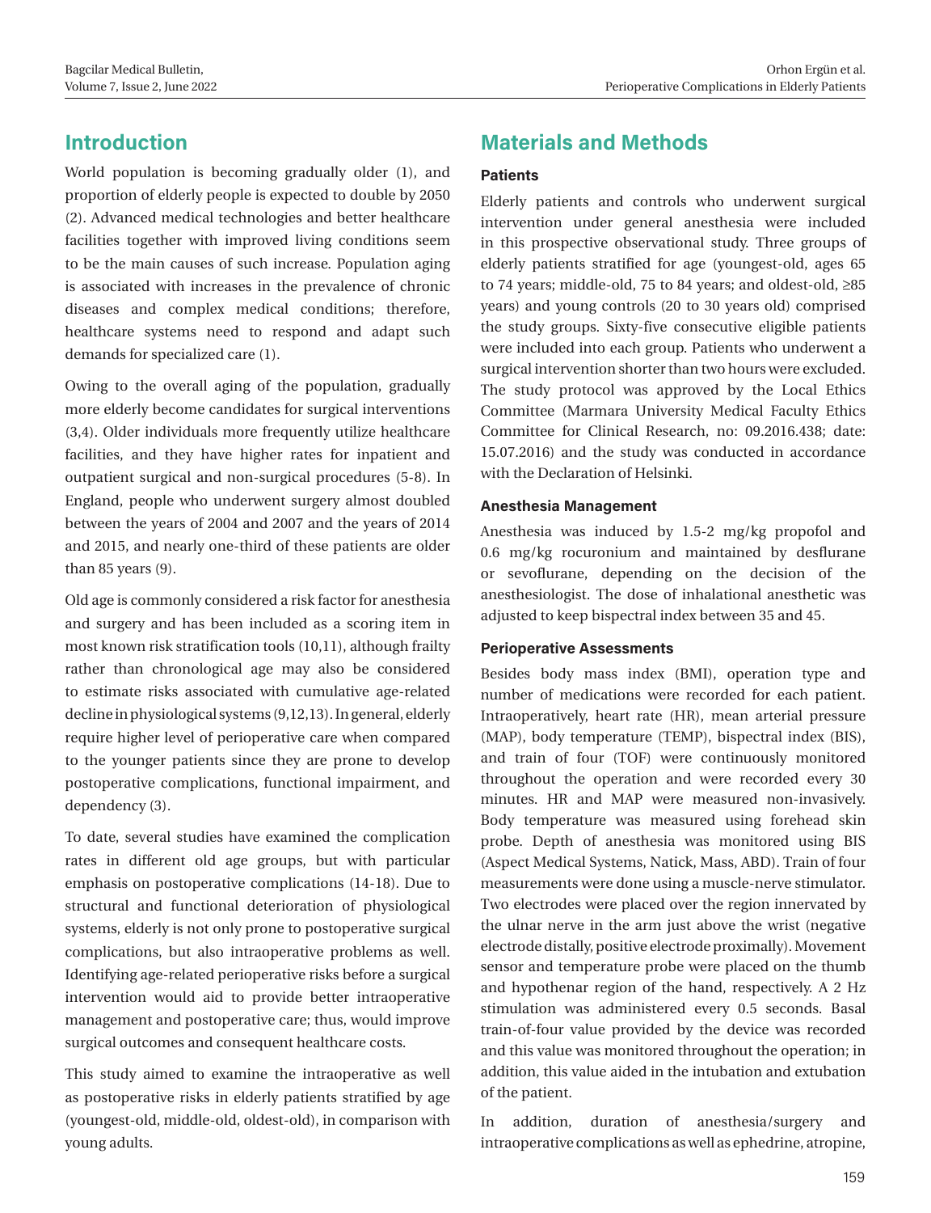## Introduction

World population is becoming gradually older (1), and proportion of elderly people is expected to double by 2050 (2). Advanced medical technologies and better healthcare facilities together with improved living conditions seem to be the main causes of such increase. Population aging is associated with increases in the prevalence of chronic diseases and complex medical conditions; therefore, healthcare systems need to respond and adapt such demands for specialized care (1).

Owing to the overall aging of the population, gradually more elderly become candidates for surgical interventions (3,4). Older individuals more frequently utilize healthcare facilities, and they have higher rates for inpatient and outpatient surgical and non-surgical procedures (5-8). In England, people who underwent surgery almost doubled between the years of 2004 and 2007 and the years of 2014 and 2015, and nearly one-third of these patients are older than 85 years (9).

Old age is commonly considered a risk factor for anesthesia and surgery and has been included as a scoring item in most known risk stratification tools (10,11), although frailty rather than chronological age may also be considered to estimate risks associated with cumulative age-related decline in physiological systems (9,12,13). In general, elderly require higher level of perioperative care when compared to the younger patients since they are prone to develop postoperative complications, functional impairment, and dependency (3).

To date, several studies have examined the complication rates in different old age groups, but with particular emphasis on postoperative complications (14-18). Due to structural and functional deterioration of physiological systems, elderly is not only prone to postoperative surgical complications, but also intraoperative problems as well. Identifying age-related perioperative risks before a surgical intervention would aid to provide better intraoperative management and postoperative care; thus, would improve surgical outcomes and consequent healthcare costs.

This study aimed to examine the intraoperative as well as postoperative risks in elderly patients stratified by age (youngest-old, middle-old, oldest-old), in comparison with young adults.

## Materials and Methods

### Patients

Elderly patients and controls who underwent surgical intervention under general anesthesia were included in this prospective observational study. Three groups of elderly patients stratified for age (youngest-old, ages 65 to 74 years; middle-old, 75 to 84 years; and oldest-old, ≥85 years) and young controls (20 to 30 years old) comprised the study groups. Sixty-five consecutive eligible patients were included into each group. Patients who underwent a surgical intervention shorter than two hours were excluded. The study protocol was approved by the Local Ethics Committee (Marmara University Medical Faculty Ethics Committee for Clinical Research, no: 09.2016.438; date: 15.07.2016) and the study was conducted in accordance with the Declaration of Helsinki.

### Anesthesia Management

Anesthesia was induced by 1.5-2 mg/kg propofol and 0.6 mg/kg rocuronium and maintained by desflurane or sevoflurane, depending on the decision of the anesthesiologist. The dose of inhalational anesthetic was adjusted to keep bispectral index between 35 and 45.

### Perioperative Assessments

Besides body mass index (BMI), operation type and number of medications were recorded for each patient. Intraoperatively, heart rate (HR), mean arterial pressure (MAP), body temperature (TEMP), bispectral index (BIS), and train of four (TOF) were continuously monitored throughout the operation and were recorded every 30 minutes. HR and MAP were measured non-invasively. Body temperature was measured using forehead skin probe. Depth of anesthesia was monitored using BIS (Aspect Medical Systems, Natick, Mass, ABD). Train of four measurements were done using a muscle-nerve stimulator. Two electrodes were placed over the region innervated by the ulnar nerve in the arm just above the wrist (negative electrode distally, positive electrode proximally). Movement sensor and temperature probe were placed on the thumb and hypothenar region of the hand, respectively. A 2 Hz stimulation was administered every 0.5 seconds. Basal train-of-four value provided by the device was recorded and this value was monitored throughout the operation; in addition, this value aided in the intubation and extubation of the patient.

In addition, duration of anesthesia/surgery and intraoperative complications as well as ephedrine, atropine,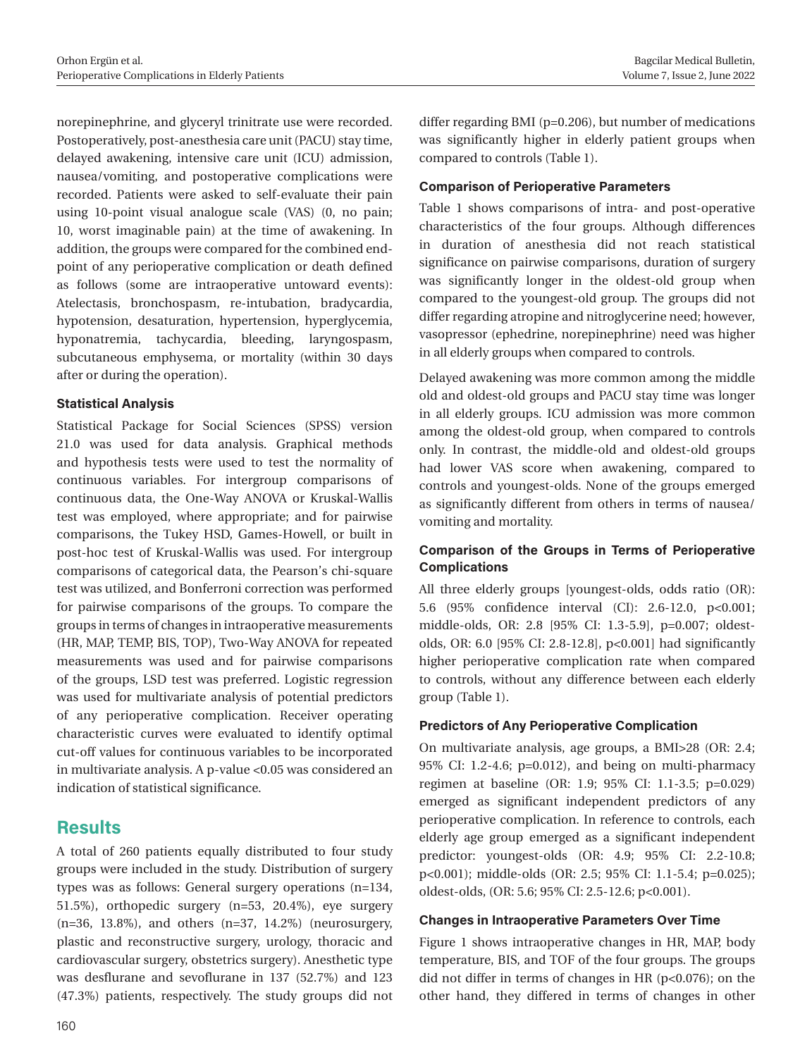norepinephrine, and glyceryl trinitrate use were recorded. Postoperatively, post-anesthesia care unit (PACU) stay time, delayed awakening, intensive care unit (ICU) admission, nausea/vomiting, and postoperative complications were recorded. Patients were asked to self-evaluate their pain using 10-point visual analogue scale (VAS) (0, no pain; 10, worst imaginable pain) at the time of awakening. In addition, the groups were compared for the combined end-point of any perioperative complication or death defined as follows (some are intraoperative untoward events): Atelectasis, bronchospasm, re-intubation, bradycardia, hypotension, desaturation, hypertension, hyperglycemia, hyponatremia, tachycardia, bleeding, laryngospasm, subcutaneous emphysema, or mortality (within 30 days after or during the operation).

### Statistical Analysis

Statistical Package for Social Sciences (SPSS) version 21.0 was used for data analysis. Graphical methods and hypothesis tests were used to test the normality of continuous variables. For intergroup comparisons of continuous data, the One-Way ANOVA or Kruskal-Wallis test was employed, where appropriate; and for pairwise comparisons, the Tukey HSD, Games-Howell, or built in post-hoc test of Kruskal-Wallis was used. For intergroup comparisons of categorical data, the Pearson's chi-square test was utilized, and Bonferroni correction was performed for pairwise comparisons of the groups. To compare the groups in terms of changes in intraoperative measurements (HR, MAP, TEMP, BIS, TOP), Two-Way ANOVA for repeated measurements was used and for pairwise comparisons of the groups, LSD test was preferred. Logistic regression was used for multivariate analysis of potential predictors of any perioperative complication. Receiver operating characteristic curves were evaluated to identify optimal cut-off values for continuous variables to be incorporated in multivariate analysis. A p-value <0.05 was considered an indication of statistical significance.

## Results

A total of 260 patients equally distributed to four study groups were included in the study. Distribution of surgery types was as follows: General surgery operations (n=134, 51.5%), orthopedic surgery (n=53, 20.4%), eye surgery (n=36, 13.8%), and others (n=37, 14.2%) (neurosurgery, plastic and reconstructive surgery, urology, thoracic and cardiovascular surgery, obstetrics surgery). Anesthetic type was desflurane and sevoflurane in 137 (52.7%) and 123 (47.3%) patients, respectively. The study groups did not differ regarding BMI (p=0.206), but number of medications was significantly higher in elderly patient groups when compared to controls (Table 1).

### Comparison of Perioperative Parameters

Table 1 shows comparisons of intra- and post-operative characteristics of the four groups. Although differences in duration of anesthesia did not reach statistical significance on pairwise comparisons, duration of surgery was significantly longer in the oldest-old group when compared to the youngest-old group. The groups did not differ regarding atropine and nitroglycerine need; however, vasopressor (ephedrine, norepinephrine) need was higher in all elderly groups when compared to controls.

Delayed awakening was more common among the middle old and oldest-old groups and PACU stay time was longer in all elderly groups. ICU admission was more common among the oldest-old group, when compared to controls only. In contrast, the middle-old and oldest-old groups had lower VAS score when awakening, compared to controls and youngest-olds. None of the groups emerged as significantly different from others in terms of nausea/vomiting and mortality.

### Comparison of the Groups in Terms of Perioperative Complications

All three elderly groups [youngest-olds, odds ratio (OR): 5.6 (95% confidence interval (CI): 2.6-12.0, p<0.001; middle-olds, OR: 2.8 [95% CI: 1.3-5.9], p=0.007; oldest-olds, OR: 6.0 [95% CI: 2.8-12.8], p<0.001] had significantly higher perioperative complication rate when compared to controls, without any difference between each elderly group (Table 1).

### Predictors of Any Perioperative Complication

On multivariate analysis, age groups, a BMI>28 (OR: 2.4; 95% CI: 1.2-4.6; p=0.012), and being on multi-pharmacy regimen at baseline (OR: 1.9; 95% CI: 1.1-3.5; p=0.029) emerged as significant independent predictors of any perioperative complication. In reference to controls, each elderly age group emerged as a significant independent predictor: youngest-olds (OR: 4.9; 95% CI: 2.2-10.8; p<0.001); middle-olds (OR: 2.5; 95% CI: 1.1-5.4; p=0.025); oldest-olds, (OR: 5.6; 95% CI: 2.5-12.6; p<0.001).

### Changes in Intraoperative Parameters Over Time

Figure 1 shows intraoperative changes in HR, MAP, body temperature, BIS, and TOF of the four groups. The groups did not differ in terms of changes in HR (p<0.076); on the other hand, they differed in terms of changes in other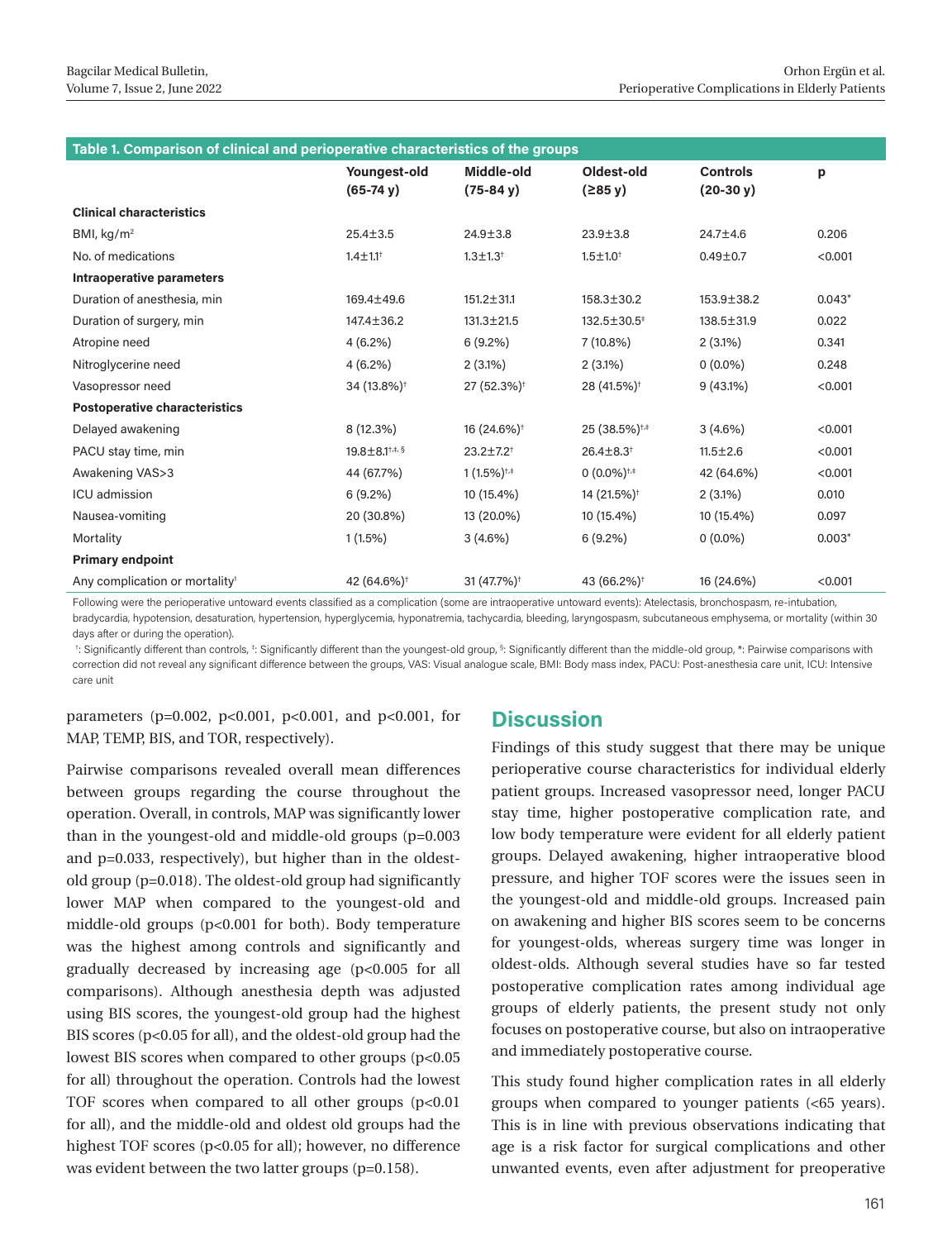**Table 1. Comparison of clinical and perioperative characteristics of the groups**

| | Youngest-old (65-74 y) | Middle-old (75-84 y) | Oldest-old (≥85 y) | Controls (20-30 y) | p |
|---|---|---|---|---|---|
| **Clinical characteristics** | | | | | |
| BMI, kg/m² | 25.4±3.5 | 24.9±3.8 | 23.9±3.8 | 24.7±4.6 | 0.206 |
| No. of medications | 1.4±1.1† | 1.3±1.3† | 1.5±1.0† | 0.49±0.7 | <0.001 |
| **Intraoperative parameters** | | | | | |
| Duration of anesthesia, min | 169.4±49.6 | 151.2±31.1 | 158.3±30.2 | 153.9±38.2 | 0.043* |
| Duration of surgery, min | 147.4±36.2 | 131.3±21.5 | 132.5±30.5‡ | 138.5±31.9 | 0.022 |
| Atropine need | 4 (6.2%) | 6 (9.2%) | 7 (10.8%) | 2 (3.1%) | 0.341 |
| Nitroglycerine need | 4 (6.2%) | 2 (3.1%) | 2 (3.1%) | 0 (0.0%) | 0.248 |
| Vasopressor need | 34 (13.8%)† | 27 (52.3%)† | 28 (41.5%)† | 9 (43.1%) | <0.001 |
| **Postoperative characteristics** | | | | | |
| Delayed awakening | 8 (12.3%) | 16 (24.6%)† | 25 (38.5%)†,‡ | 3 (4.6%) | <0.001 |
| PACU stay time, min | 19.8±8.1†,‡, § | 23.2±7.2† | 26.4±8.3† | 11.5±2.6 | <0.001 |
| Awakening VAS>3 | 44 (67.7%) | 1 (1.5%)†,‡ | 0 (0.0%)†,‡ | 42 (64.6%) | <0.001 |
| ICU admission | 6 (9.2%) | 10 (15.4%) | 14 (21.5%)† | 2 (3.1%) | 0.010 |
| Nausea-vomiting | 20 (30.8%) | 13 (20.0%) | 10 (15.4%) | 10 (15.4%) | 0.097 |
| Mortality | 1 (1.5%) | 3 (4.6%) | 6 (9.2%) | 0 (0.0%) | 0.003* |
| **Primary endpoint** | | | | | |
| Any complication or mortality† | 42 (64.6%)† | 31 (47.7%)† | 43 (66.2%)† | 16 (24.6%) | <0.001 |

Following were the perioperative untoward events classified as a complication (some are intraoperative untoward events): Atelectasis, bronchospasm, re-intubation, bradycardia, hypotension, desaturation, hypertension, hyperglycemia, hyponatremia, tachycardia, bleeding, laryngospasm, subcutaneous emphysema, or mortality (within 30 days after or during the operation).

†: Significantly different than controls, ‡: Significantly different than the youngest-old group, §: Significantly different than the middle-old group, *: Pairwise comparisons with correction did not reveal any significant difference between the groups, VAS: Visual analogue scale, BMI: Body mass index, PACU: Post-anesthesia care unit, ICU: Intensive care unit

parameters (p=0.002, p<0.001, p<0.001, and p<0.001, for MAP, TEMP, BIS, and TOR, respectively).

Pairwise comparisons revealed overall mean differences between groups regarding the course throughout the operation. Overall, in controls, MAP was significantly lower than in the youngest-old and middle-old groups (p=0.003 and p=0.033, respectively), but higher than in the oldest-old group (p=0.018). The oldest-old group had significantly lower MAP when compared to the youngest-old and middle-old groups (p<0.001 for both). Body temperature was the highest among controls and significantly and gradually decreased by increasing age (p<0.005 for all comparisons). Although anesthesia depth was adjusted using BIS scores, the youngest-old group had the highest BIS scores (p<0.05 for all), and the oldest-old group had the lowest BIS scores when compared to other groups (p<0.05 for all) throughout the operation. Controls had the lowest TOF scores when compared to all other groups (p<0.01 for all), and the middle-old and oldest old groups had the highest TOF scores (p<0.05 for all); however, no difference was evident between the two latter groups (p=0.158).

## Discussion

Findings of this study suggest that there may be unique perioperative course characteristics for individual elderly patient groups. Increased vasopressor need, longer PACU stay time, higher postoperative complication rate, and low body temperature were evident for all elderly patient groups. Delayed awakening, higher intraoperative blood pressure, and higher TOF scores were the issues seen in the youngest-old and middle-old groups. Increased pain on awakening and higher BIS scores seem to be concerns for youngest-olds, whereas surgery time was longer in oldest-olds. Although several studies have so far tested postoperative complication rates among individual age groups of elderly patients, the present study not only focuses on postoperative course, but also on intraoperative and immediately postoperative course.

This study found higher complication rates in all elderly groups when compared to younger patients (<65 years). This is in line with previous observations indicating that age is a risk factor for surgical complications and other unwanted events, even after adjustment for preoperative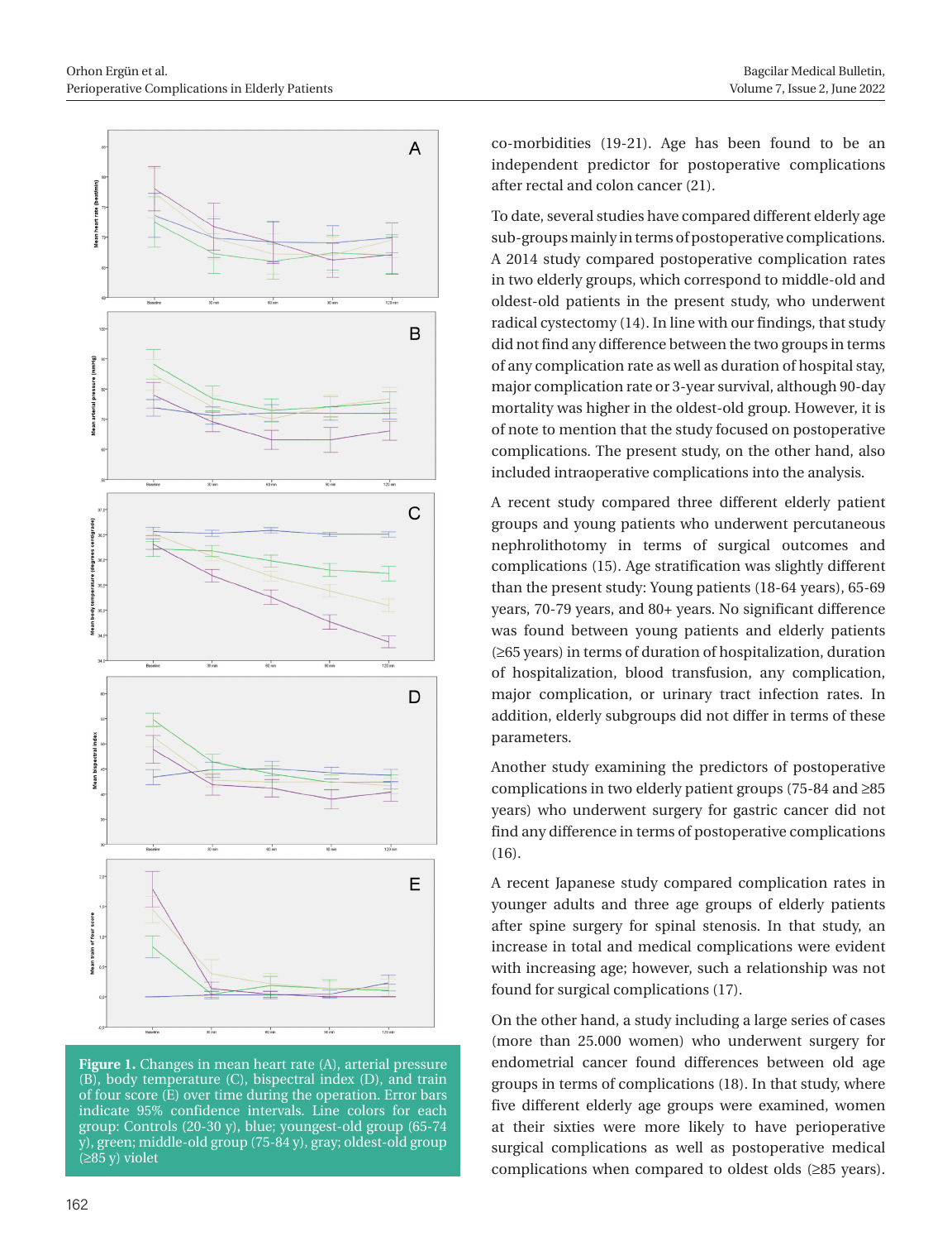Figure 1. Changes in mean heart rate (A), arterial pressure (B), body temperature (C), bispectral index (D), and train of four score (E) over time during the operation. Error bars indicate 95% confidence intervals. Line colors for each group: Controls (20-30 y), blue; youngest-old group (65-74 y), green; middle-old group (75-84 y), gray; oldest-old group (≥85 y) violet

co-morbidities (19-21). Age has been found to be an independent predictor for postoperative complications after rectal and colon cancer (21).

To date, several studies have compared different elderly age sub-groups mainly in terms of postoperative complications. A 2014 study compared postoperative complication rates in two elderly groups, which correspond to middle-old and oldest-old patients in the present study, who underwent radical cystectomy (14). In line with our findings, that study did not find any difference between the two groups in terms of any complication rate as well as duration of hospital stay, major complication rate or 3-year survival, although 90-day mortality was higher in the oldest-old group. However, it is of note to mention that the study focused on postoperative complications. The present study, on the other hand, also included intraoperative complications into the analysis.

A recent study compared three different elderly patient groups and young patients who underwent percutaneous nephrolithotomy in terms of surgical outcomes and complications (15). Age stratification was slightly different than the present study: Young patients (18-64 years), 65-69 years, 70-79 years, and 80+ years. No significant difference was found between young patients and elderly patients (≥65 years) in terms of duration of hospitalization, duration of hospitalization, blood transfusion, any complication, major complication, or urinary tract infection rates. In addition, elderly subgroups did not differ in terms of these parameters.

Another study examining the predictors of postoperative complications in two elderly patient groups (75-84 and ≥85 years) who underwent surgery for gastric cancer did not find any difference in terms of postoperative complications (16).

A recent Japanese study compared complication rates in younger adults and three age groups of elderly patients after spine surgery for spinal stenosis. In that study, an increase in total and medical complications were evident with increasing age; however, such a relationship was not found for surgical complications (17).

On the other hand, a study including a large series of cases (more than 25.000 women) who underwent surgery for endometrial cancer found differences between old age groups in terms of complications (18). In that study, where five different elderly age groups were examined, women at their sixties were more likely to have perioperative surgical complications as well as postoperative medical complications when compared to oldest olds (≥85 years).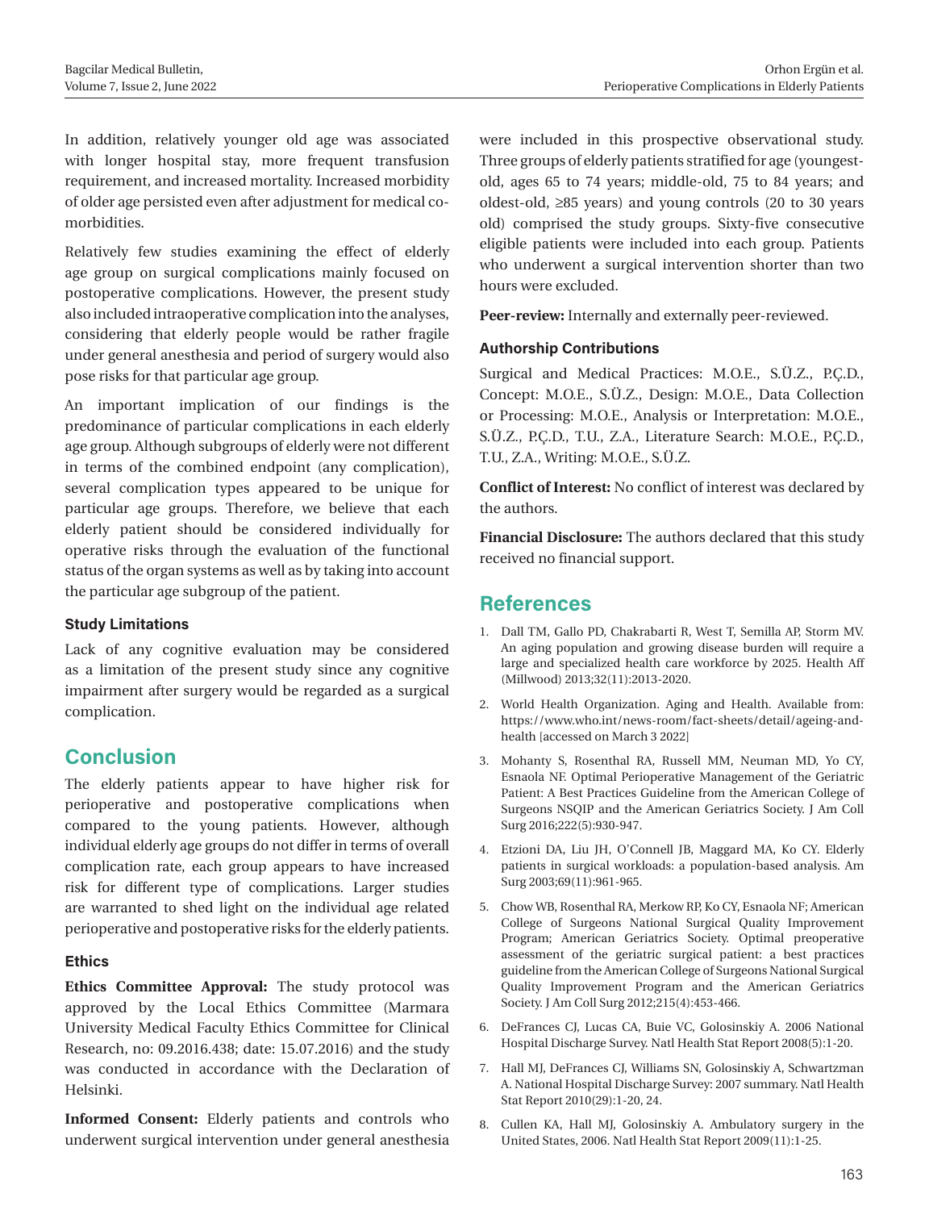In addition, relatively younger old age was associated with longer hospital stay, more frequent transfusion requirement, and increased mortality. Increased morbidity of older age persisted even after adjustment for medical co-morbidities.

Relatively few studies examining the effect of elderly age group on surgical complications mainly focused on postoperative complications. However, the present study also included intraoperative complication into the analyses, considering that elderly people would be rather fragile under general anesthesia and period of surgery would also pose risks for that particular age group.

An important implication of our findings is the predominance of particular complications in each elderly age group. Although subgroups of elderly were not different in terms of the combined endpoint (any complication), several complication types appeared to be unique for particular age groups. Therefore, we believe that each elderly patient should be considered individually for operative risks through the evaluation of the functional status of the organ systems as well as by taking into account the particular age subgroup of the patient.

### Study Limitations

Lack of any cognitive evaluation may be considered as a limitation of the present study since any cognitive impairment after surgery would be regarded as a surgical complication.

## Conclusion

The elderly patients appear to have higher risk for perioperative and postoperative complications when compared to the young patients. However, although individual elderly age groups do not differ in terms of overall complication rate, each group appears to have increased risk for different type of complications. Larger studies are warranted to shed light on the individual age related perioperative and postoperative risks for the elderly patients.

### Ethics

**Ethics Committee Approval:** The study protocol was approved by the Local Ethics Committee (Marmara University Medical Faculty Ethics Committee for Clinical Research, no: 09.2016.438; date: 15.07.2016) and the study was conducted in accordance with the Declaration of Helsinki.

**Informed Consent:** Elderly patients and controls who underwent surgical intervention under general anesthesia were included in this prospective observational study. Three groups of elderly patients stratified for age (youngest-old, ages 65 to 74 years; middle-old, 75 to 84 years; and oldest-old, ≥85 years) and young controls (20 to 30 years old) comprised the study groups. Sixty-five consecutive eligible patients were included into each group. Patients who underwent a surgical intervention shorter than two hours were excluded.

**Peer-review:** Internally and externally peer-reviewed.

### Authorship Contributions

Surgical and Medical Practices: M.O.E., S.Ü.Z., P.Ç.D., Concept: M.O.E., S.Ü.Z., Design: M.O.E., Data Collection or Processing: M.O.E., Analysis or Interpretation: M.O.E., S.Ü.Z., P.Ç.D., T.U., Z.A., Literature Search: M.O.E., P.Ç.D., T.U., Z.A., Writing: M.O.E., S.Ü.Z.

**Conflict of Interest:** No conflict of interest was declared by the authors.

**Financial Disclosure:** The authors declared that this study received no financial support.

## References

1. Dall TM, Gallo PD, Chakrabarti R, West T, Semilla AP, Storm MV. An aging population and growing disease burden will require a large and specialized health care workforce by 2025. Health Aff (Millwood) 2013;32(11):2013-2020.
2. World Health Organization. Aging and Health. Available from: https://www.who.int/news-room/fact-sheets/detail/ageing-and-health [accessed on March 3 2022]
3. Mohanty S, Rosenthal RA, Russell MM, Neuman MD, Yo CY, Esnaola NF. Optimal Perioperative Management of the Geriatric Patient: A Best Practices Guideline from the American College of Surgeons NSQIP and the American Geriatrics Society. J Am Coll Surg 2016;222(5):930-947.
4. Etzioni DA, Liu JH, O'Connell JB, Maggard MA, Ko CY. Elderly patients in surgical workloads: a population-based analysis. Am Surg 2003;69(11):961-965.
5. Chow WB, Rosenthal RA, Merkow RP, Ko CY, Esnaola NF; American College of Surgeons National Surgical Quality Improvement Program; American Geriatrics Society. Optimal preoperative assessment of the geriatric surgical patient: a best practices guideline from the American College of Surgeons National Surgical Quality Improvement Program and the American Geriatrics Society. J Am Coll Surg 2012;215(4):453-466.
6. DeFrances CJ, Lucas CA, Buie VC, Golosinskiy A. 2006 National Hospital Discharge Survey. Natl Health Stat Report 2008(5):1-20.
7. Hall MJ, DeFrances CJ, Williams SN, Golosinskiy A, Schwartzman A. National Hospital Discharge Survey: 2007 summary. Natl Health Stat Report 2010(29):1-20, 24.
8. Cullen KA, Hall MJ, Golosinskiy A. Ambulatory surgery in the United States, 2006. Natl Health Stat Report 2009(11):1-25.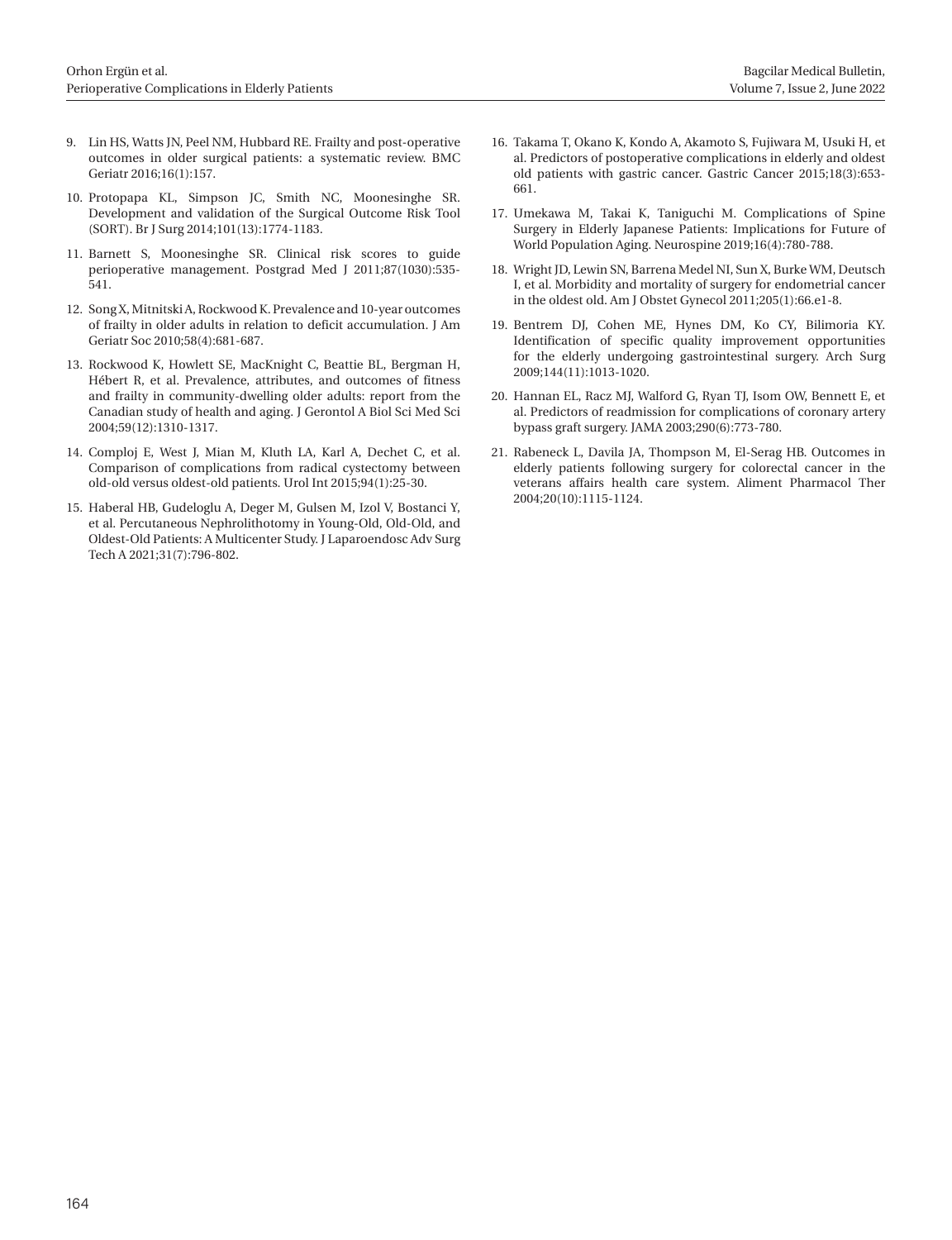9. Lin HS, Watts JN, Peel NM, Hubbard RE. Frailty and post-operative outcomes in older surgical patients: a systematic review. BMC Geriatr 2016;16(1):157.

10. Protopapa KL, Simpson JC, Smith NC, Moonesinghe SR. Development and validation of the Surgical Outcome Risk Tool (SORT). Br J Surg 2014;101(13):1774-1183.

11. Barnett S, Moonesinghe SR. Clinical risk scores to guide perioperative management. Postgrad Med J 2011;87(1030):535-541.

12. Song X, Mitnitski A, Rockwood K. Prevalence and 10-year outcomes of frailty in older adults in relation to deficit accumulation. J Am Geriatr Soc 2010;58(4):681-687.

13. Rockwood K, Howlett SE, MacKnight C, Beattie BL, Bergman H, Hébert R, et al. Prevalence, attributes, and outcomes of fitness and frailty in community-dwelling older adults: report from the Canadian study of health and aging. J Gerontol A Biol Sci Med Sci 2004;59(12):1310-1317.

14. Comploj E, West J, Mian M, Kluth LA, Karl A, Dechet C, et al. Comparison of complications from radical cystectomy between old-old versus oldest-old patients. Urol Int 2015;94(1):25-30.

15. Haberal HB, Gudeloglu A, Deger M, Gulsen M, Izol V, Bostanci Y, et al. Percutaneous Nephrolithotomy in Young-Old, Old-Old, and Oldest-Old Patients: A Multicenter Study. J Laparoendosc Adv Surg Tech A 2021;31(7):796-802.

16. Takama T, Okano K, Kondo A, Akamoto S, Fujiwara M, Usuki H, et al. Predictors of postoperative complications in elderly and oldest old patients with gastric cancer. Gastric Cancer 2015;18(3):653-661.

17. Umekawa M, Takai K, Taniguchi M. Complications of Spine Surgery in Elderly Japanese Patients: Implications for Future of World Population Aging. Neurospine 2019;16(4):780-788.

18. Wright JD, Lewin SN, Barrena Medel NI, Sun X, Burke WM, Deutsch I, et al. Morbidity and mortality of surgery for endometrial cancer in the oldest old. Am J Obstet Gynecol 2011;205(1):66.e1-8.

19. Bentrem DJ, Cohen ME, Hynes DM, Ko CY, Bilimoria KY. Identification of specific quality improvement opportunities for the elderly undergoing gastrointestinal surgery. Arch Surg 2009;144(11):1013-1020.

20. Hannan EL, Racz MJ, Walford G, Ryan TJ, Isom OW, Bennett E, et al. Predictors of readmission for complications of coronary artery bypass graft surgery. JAMA 2003;290(6):773-780.

21. Rabeneck L, Davila JA, Thompson M, El-Serag HB. Outcomes in elderly patients following surgery for colorectal cancer in the veterans affairs health care system. Aliment Pharmacol Ther 2004;20(10):1115-1124.